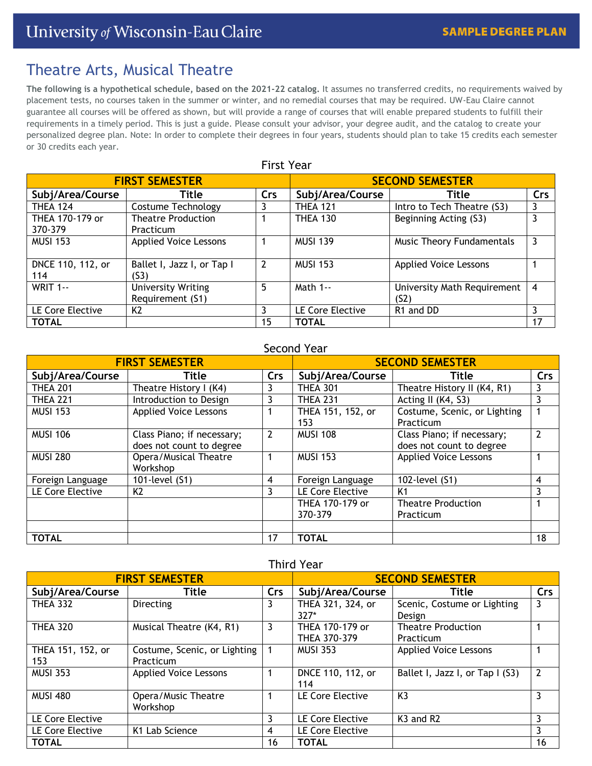University of Wisconsin-Eau Claire — **SAMPLE DEGREE PLAN**

# Theatre Arts, Musical Theatre

**The following is a hypothetical schedule, based on the 2021-22 catalog.** It assumes no transferred credits, no requirements waived by placement tests, no courses taken in the summer or winter, and no remedial courses that may be required. UW-Eau Claire cannot guarantee all courses will be offered as shown, but will provide a range of courses that will enable prepared students to fulfill their requirements in a timely period. This is just a guide. Please consult your advisor, your degree audit, and the catalog to create your personalized degree plan. Note: In order to complete their degrees in four years, students should plan to take 15 credits each semester or 30 credits each year.

## First Year

| FIRST SEMESTER | | | SECOND SEMESTER | | |
|---|---|---|---|---|---|
| **Subj/Area/Course** | **Title** | **Crs** | **Subj/Area/Course** | **Title** | **Crs** |
| THEA 124 | Costume Technology | 3 | THEA 121 | Intro to Tech Theatre (S3) | 3 |
| THEA 170-179 or 370-379 | Theatre Production Practicum | 1 | THEA 130 | Beginning Acting (S3) | 3 |
| MUSI 153 | Applied Voice Lessons | 1 | MUSI 139 | Music Theory Fundamentals | 3 |
| DNCE 110, 112, or 114 | Ballet I, Jazz I, or Tap I (S3) | 2 | MUSI 153 | Applied Voice Lessons | 1 |
| WRIT 1-- | University Writing Requirement (S1) | 5 | Math 1-- | University Math Requirement (S2) | 4 |
| LE Core Elective | K2 | 3 | LE Core Elective | R1 and DD | 3 |
| **TOTAL** | | 15 | **TOTAL** | | 17 |

## Second Year

| FIRST SEMESTER | | | SECOND SEMESTER | | |
|---|---|---|---|---|---|
| **Subj/Area/Course** | **Title** | **Crs** | **Subj/Area/Course** | **Title** | **Crs** |
| THEA 201 | Theatre History I (K4) | 3 | THEA 301 | Theatre History II (K4, R1) | 3 |
| THEA 221 | Introduction to Design | 3 | THEA 231 | Acting II (K4, S3) | 3 |
| MUSI 153 | Applied Voice Lessons | 1 | THEA 151, 152, or 153 | Costume, Scenic, or Lighting Practicum | 1 |
| MUSI 106 | Class Piano; if necessary; does not count to degree | 2 | MUSI 108 | Class Piano; if necessary; does not count to degree | 2 |
| MUSI 280 | Opera/Musical Theatre Workshop | 1 | MUSI 153 | Applied Voice Lessons | 1 |
| Foreign Language | 101-level (S1) | 4 | Foreign Language | 102-level (S1) | 4 |
| LE Core Elective | K2 | 3 | LE Core Elective | K1 | 3 |
| | | | THEA 170-179 or 370-379 | Theatre Production Practicum | 1 |
| | | | | | |
| **TOTAL** | | 17 | **TOTAL** | | 18 |

## Third Year

| FIRST SEMESTER | | | SECOND SEMESTER | | |
|---|---|---|---|---|---|
| **Subj/Area/Course** | **Title** | **Crs** | **Subj/Area/Course** | **Title** | **Crs** |
| THEA 332 | Directing | 3 | THEA 321, 324, or 327* | Scenic, Costume or Lighting Design | 3 |
| THEA 320 | Musical Theatre (K4, R1) | 3 | THEA 170-179 or THEA 370-379 | Theatre Production Practicum | 1 |
| THEA 151, 152, or 153 | Costume, Scenic, or Lighting Practicum | 1 | MUSI 353 | Applied Voice Lessons | 1 |
| MUSI 353 | Applied Voice Lessons | 1 | DNCE 110, 112, or 114 | Ballet I, Jazz I, or Tap I (S3) | 2 |
| MUSI 480 | Opera/Music Theatre Workshop | 1 | LE Core Elective | K3 | 3 |
| LE Core Elective | | 3 | LE Core Elective | K3 and R2 | 3 |
| LE Core Elective | K1 Lab Science | 4 | LE Core Elective | | 3 |
| **TOTAL** | | 16 | **TOTAL** | | 16 |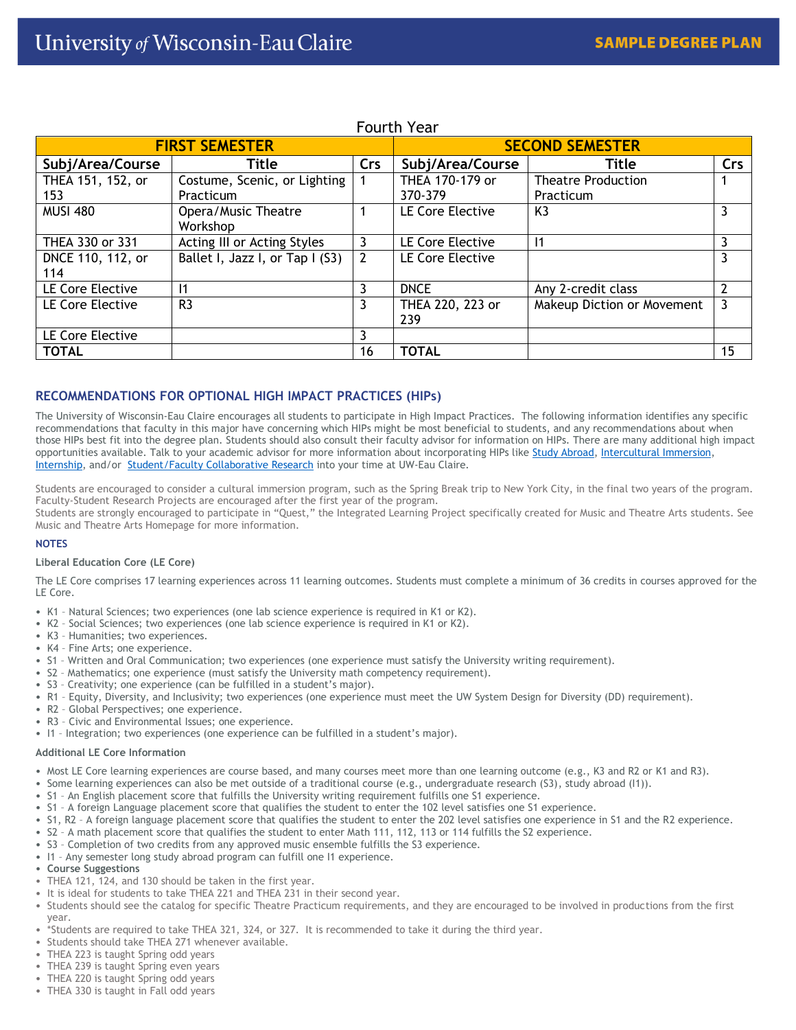## Fourth Year

| FIRST SEMESTER | | | SECOND SEMESTER | | |
|---|---|---|---|---|---|
| **Subj/Area/Course** | **Title** | **Crs** | **Subj/Area/Course** | **Title** | **Crs** |
| THEA 151, 152, or 153 | Costume, Scenic, or Lighting Practicum | 1 | THEA 170-179 or 370-379 | Theatre Production Practicum | 1 |
| MUSI 480 | Opera/Music Theatre Workshop | 1 | LE Core Elective | K3 | 3 |
| THEA 330 or 331 | Acting III or Acting Styles | 3 | LE Core Elective | I1 | 3 |
| DNCE 110, 112, or 114 | Ballet I, Jazz I, or Tap I (S3) | 2 | LE Core Elective | | 3 |
| LE Core Elective | I1 | 3 | DNCE | Any 2-credit class | 2 |
| LE Core Elective | R3 | 3 | THEA 220, 223 or 239 | Makeup Diction or Movement | 3 |
| LE Core Elective | | 3 | | | |
| **TOTAL** | | 16 | **TOTAL** | | 15 |

## RECOMMENDATIONS FOR OPTIONAL HIGH IMPACT PRACTICES (HIPs)

The University of Wisconsin-Eau Claire encourages all students to participate in High Impact Practices. The following information identifies any specific recommendations that faculty in this major have concerning which HIPs might be most beneficial to students, and any recommendations about when those HIPs best fit into the degree plan. Students should also consult their faculty advisor for information on HIPs. There are many additional high impact opportunities available. Talk to your academic advisor for more information about incorporating HIPs like Study Abroad, Intercultural Immersion, Internship, and/or Student/Faculty Collaborative Research into your time at UW-Eau Claire.

Students are encouraged to consider a cultural immersion program, such as the Spring Break trip to New York City, in the final two years of the program. Faculty-Student Research Projects are encouraged after the first year of the program.
Students are strongly encouraged to participate in "Quest," the Integrated Learning Project specifically created for Music and Theatre Arts students. See Music and Theatre Arts Homepage for more information.

### NOTES

**Liberal Education Core (LE Core)**

The LE Core comprises 17 learning experiences across 11 learning outcomes. Students must complete a minimum of 36 credits in courses approved for the LE Core.

- K1 – Natural Sciences; two experiences (one lab science experience is required in K1 or K2).
- K2 – Social Sciences; two experiences (one lab science experience is required in K1 or K2).
- K3 – Humanities; two experiences.
- K4 – Fine Arts; one experience.
- S1 – Written and Oral Communication; two experiences (one experience must satisfy the University writing requirement).
- S2 – Mathematics; one experience (must satisfy the University math competency requirement).
- S3 – Creativity; one experience (can be fulfilled in a student's major).
- R1 – Equity, Diversity, and Inclusivity; two experiences (one experience must meet the UW System Design for Diversity (DD) requirement).
- R2 – Global Perspectives; one experience.
- R3 – Civic and Environmental Issues; one experience.
- I1 – Integration; two experiences (one experience can be fulfilled in a student's major).

**Additional LE Core Information**

- Most LE Core learning experiences are course based, and many courses meet more than one learning outcome (e.g., K3 and R2 or K1 and R3).
- Some learning experiences can also be met outside of a traditional course (e.g., undergraduate research (S3), study abroad (I1)).
- S1 – An English placement score that fulfills the University writing requirement fulfills one S1 experience.
- S1 – A foreign Language placement score that qualifies the student to enter the 102 level satisfies one S1 experience.
- S1, R2 – A foreign language placement score that qualifies the student to enter the 202 level satisfies one experience in S1 and the R2 experience.
- S2 – A math placement score that qualifies the student to enter Math 111, 112, 113 or 114 fulfills the S2 experience.
- S3 – Completion of two credits from any approved music ensemble fulfills the S3 experience.
- I1 – Any semester long study abroad program can fulfill one I1 experience.
- **Course Suggestions**
- THEA 121, 124, and 130 should be taken in the first year.
- It is ideal for students to take THEA 221 and THEA 231 in their second year.
- Students should see the catalog for specific Theatre Practicum requirements, and they are encouraged to be involved in productions from the first year.
- *Students are required to take THEA 321, 324, or 327. It is recommended to take it during the third year.
- Students should take THEA 271 whenever available.
- THEA 223 is taught Spring odd years
- THEA 239 is taught Spring even years
- THEA 220 is taught Spring odd years
- THEA 330 is taught in Fall odd years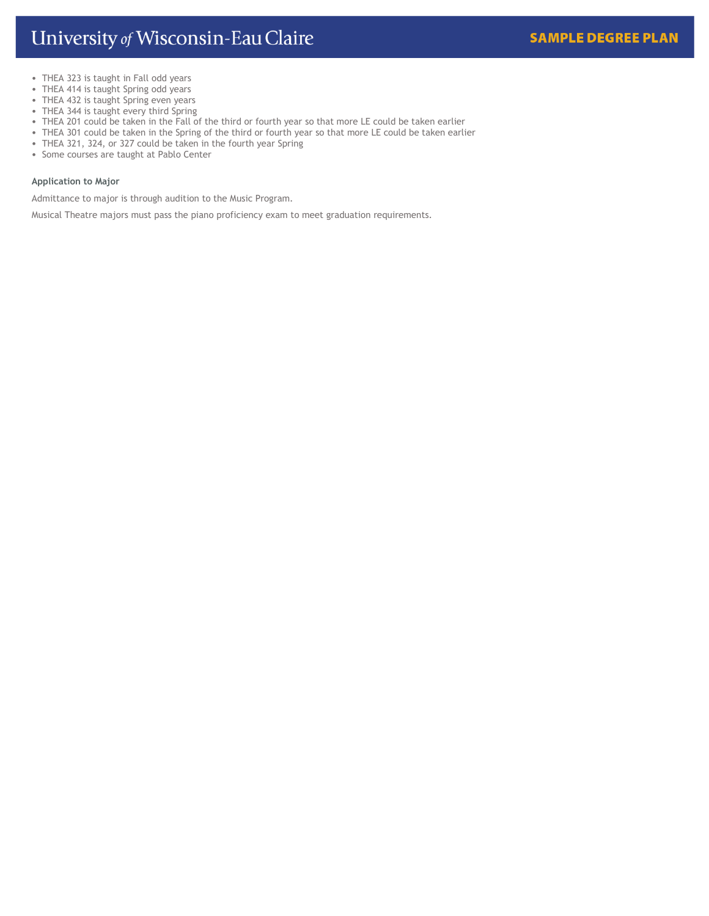- THEA 323 is taught in Fall odd years
- THEA 414 is taught Spring odd years
- THEA 432 is taught Spring even years
- THEA 344 is taught every third Spring
- THEA 201 could be taken in the Fall of the third or fourth year so that more LE could be taken earlier
- THEA 301 could be taken in the Spring of the third or fourth year so that more LE could be taken earlier
- THEA 321, 324, or 327 could be taken in the fourth year Spring
- Some courses are taught at Pablo Center

**Application to Major**

Admittance to major is through audition to the Music Program.

Musical Theatre majors must pass the piano proficiency exam to meet graduation requirements.